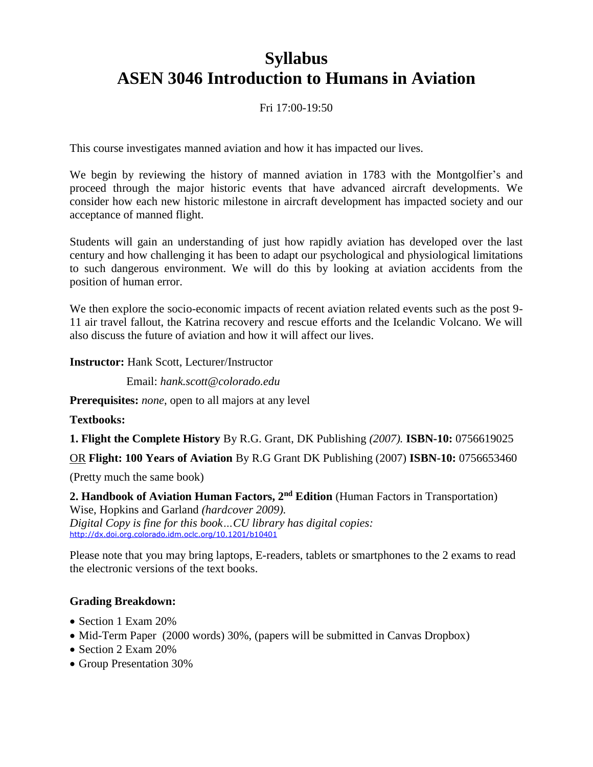# Syllabus
# ASEN 3046 Introduction to Humans in Aviation

Fri 17:00-19:50

This course investigates manned aviation and how it has impacted our lives.

We begin by reviewing the history of manned aviation in 1783 with the Montgolfier's and proceed through the major historic events that have advanced aircraft developments. We consider how each new historic milestone in aircraft development has impacted society and our acceptance of manned flight.

Students will gain an understanding of just how rapidly aviation has developed over the last century and how challenging it has been to adapt our psychological and physiological limitations to such dangerous environment. We will do this by looking at aviation accidents from the position of human error.

We then explore the socio-economic impacts of recent aviation related events such as the post 9-11 air travel fallout, the Katrina recovery and rescue efforts and the Icelandic Volcano. We will also discuss the future of aviation and how it will affect our lives.

**Instructor:** Hank Scott, Lecturer/Instructor

Email: *hank.scott@colorado.edu*

**Prerequisites:** *none*, open to all majors at any level

**Textbooks:**

**1. Flight the Complete History** By R.G. Grant, DK Publishing *(2007).* **ISBN-10:** 0756619025

OR **Flight: 100 Years of Aviation** By R.G Grant DK Publishing (2007) **ISBN-10:** 0756653460

(Pretty much the same book)

**2. Handbook of Aviation Human Factors, 2nd Edition** (Human Factors in Transportation) Wise, Hopkins and Garland *(hardcover 2009).*
*Digital Copy is fine for this book…CU library has digital copies:*
http://dx.doi.org.colorado.idm.oclc.org/10.1201/b10401

Please note that you may bring laptops, E-readers, tablets or smartphones to the 2 exams to read the electronic versions of the text books.

### Grading Breakdown:

- Section 1 Exam 20%
- Mid-Term Paper (2000 words) 30%, (papers will be submitted in Canvas Dropbox)
- Section 2 Exam 20%
- Group Presentation 30%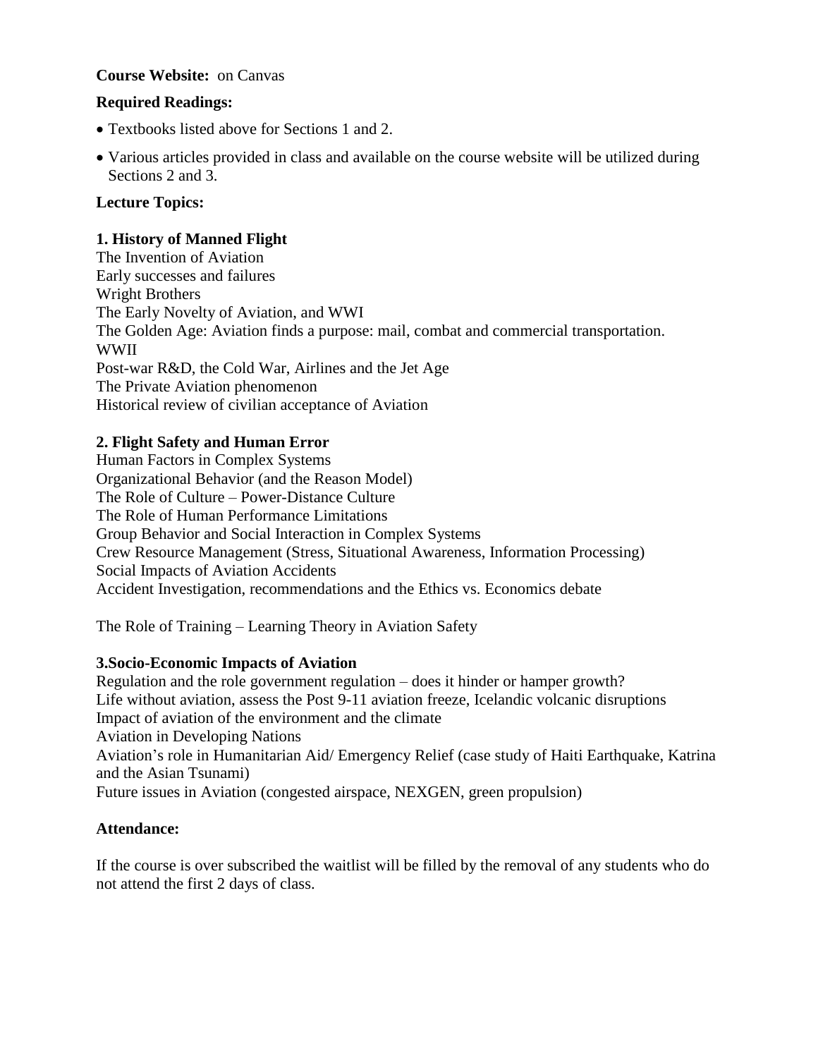**Course Website:** on Canvas

**Required Readings:**

- Textbooks listed above for Sections 1 and 2.
- Various articles provided in class and available on the course website will be utilized during Sections 2 and 3.

**Lecture Topics:**

**1. History of Manned Flight**

The Invention of Aviation
Early successes and failures
Wright Brothers
The Early Novelty of Aviation, and WWI
The Golden Age: Aviation finds a purpose: mail, combat and commercial transportation.
WWII
Post-war R&D, the Cold War, Airlines and the Jet Age
The Private Aviation phenomenon
Historical review of civilian acceptance of Aviation

**2. Flight Safety and Human Error**

Human Factors in Complex Systems
Organizational Behavior (and the Reason Model)
The Role of Culture – Power-Distance Culture
The Role of Human Performance Limitations
Group Behavior and Social Interaction in Complex Systems
Crew Resource Management (Stress, Situational Awareness, Information Processing)
Social Impacts of Aviation Accidents
Accident Investigation, recommendations and the Ethics vs. Economics debate

The Role of Training – Learning Theory in Aviation Safety

**3.Socio-Economic Impacts of Aviation**

Regulation and the role government regulation – does it hinder or hamper growth?
Life without aviation, assess the Post 9-11 aviation freeze, Icelandic volcanic disruptions
Impact of aviation of the environment and the climate
Aviation in Developing Nations
Aviation's role in Humanitarian Aid/ Emergency Relief (case study of Haiti Earthquake, Katrina and the Asian Tsunami)
Future issues in Aviation (congested airspace, NEXGEN, green propulsion)

**Attendance:**

If the course is over subscribed the waitlist will be filled by the removal of any students who do not attend the first 2 days of class.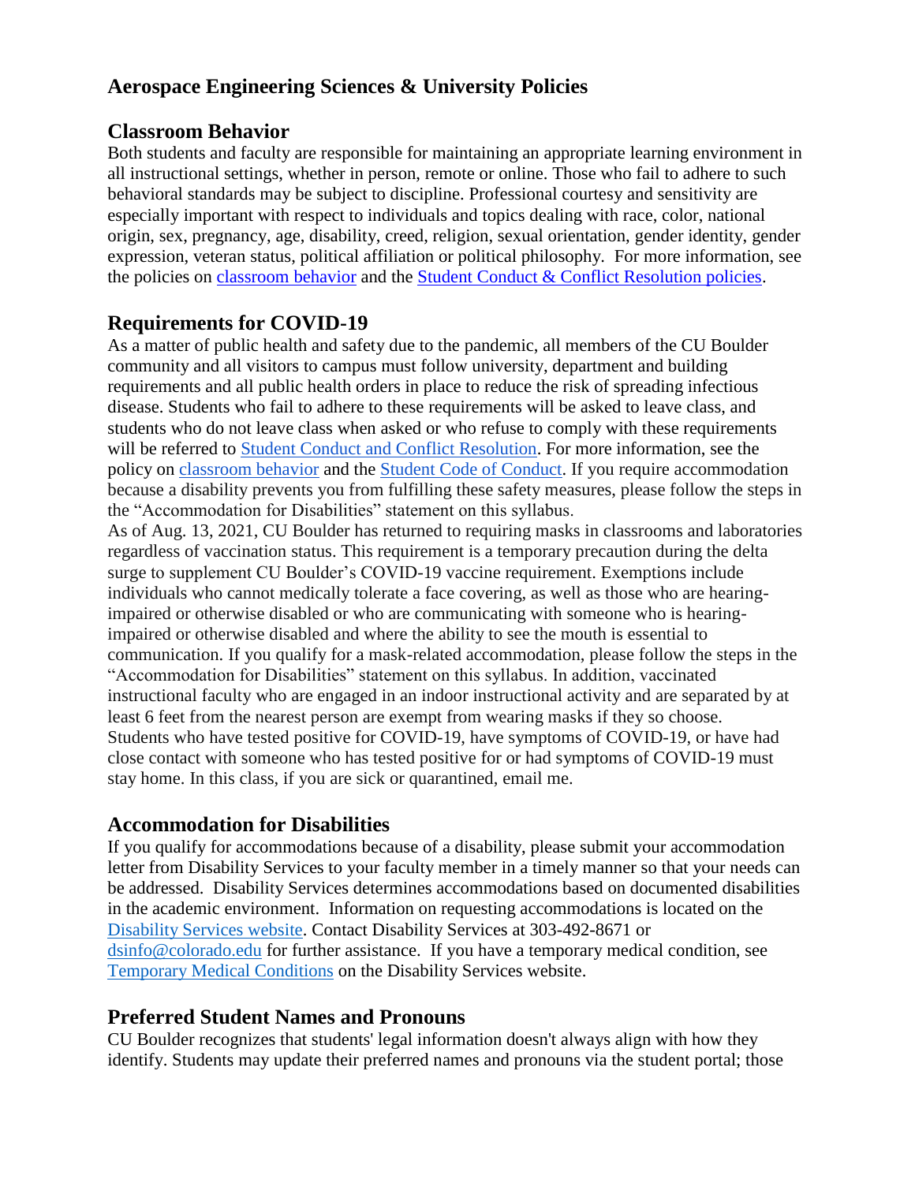# Aerospace Engineering Sciences & University Policies

## Classroom Behavior

Both students and faculty are responsible for maintaining an appropriate learning environment in all instructional settings, whether in person, remote or online. Those who fail to adhere to such behavioral standards may be subject to discipline. Professional courtesy and sensitivity are especially important with respect to individuals and topics dealing with race, color, national origin, sex, pregnancy, age, disability, creed, religion, sexual orientation, gender identity, gender expression, veteran status, political affiliation or political philosophy. For more information, see the policies on classroom behavior and the Student Conduct & Conflict Resolution policies.

## Requirements for COVID-19

As a matter of public health and safety due to the pandemic, all members of the CU Boulder community and all visitors to campus must follow university, department and building requirements and all public health orders in place to reduce the risk of spreading infectious disease. Students who fail to adhere to these requirements will be asked to leave class, and students who do not leave class when asked or who refuse to comply with these requirements will be referred to Student Conduct and Conflict Resolution. For more information, see the policy on classroom behavior and the Student Code of Conduct. If you require accommodation because a disability prevents you from fulfilling these safety measures, please follow the steps in the "Accommodation for Disabilities" statement on this syllabus.

As of Aug. 13, 2021, CU Boulder has returned to requiring masks in classrooms and laboratories regardless of vaccination status. This requirement is a temporary precaution during the delta surge to supplement CU Boulder's COVID-19 vaccine requirement. Exemptions include individuals who cannot medically tolerate a face covering, as well as those who are hearing-impaired or otherwise disabled or who are communicating with someone who is hearing-impaired or otherwise disabled and where the ability to see the mouth is essential to communication. If you qualify for a mask-related accommodation, please follow the steps in the "Accommodation for Disabilities" statement on this syllabus. In addition, vaccinated instructional faculty who are engaged in an indoor instructional activity and are separated by at least 6 feet from the nearest person are exempt from wearing masks if they so choose.

Students who have tested positive for COVID-19, have symptoms of COVID-19, or have had close contact with someone who has tested positive for or had symptoms of COVID-19 must stay home. In this class, if you are sick or quarantined, email me.

## Accommodation for Disabilities

If you qualify for accommodations because of a disability, please submit your accommodation letter from Disability Services to your faculty member in a timely manner so that your needs can be addressed. Disability Services determines accommodations based on documented disabilities in the academic environment. Information on requesting accommodations is located on the Disability Services website. Contact Disability Services at 303-492-8671 or dsinfo@colorado.edu for further assistance. If you have a temporary medical condition, see Temporary Medical Conditions on the Disability Services website.

## Preferred Student Names and Pronouns

CU Boulder recognizes that students' legal information doesn't always align with how they identify. Students may update their preferred names and pronouns via the student portal; those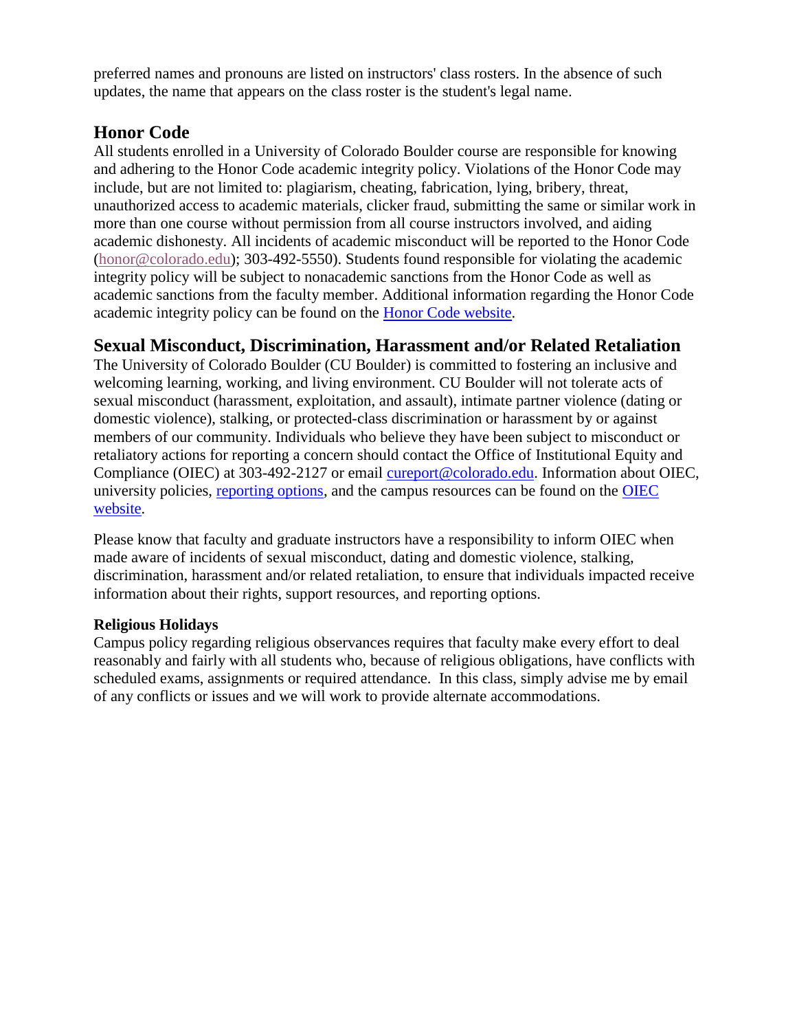preferred names and pronouns are listed on instructors' class rosters. In the absence of such updates, the name that appears on the class roster is the student's legal name.

## Honor Code

All students enrolled in a University of Colorado Boulder course are responsible for knowing and adhering to the Honor Code academic integrity policy. Violations of the Honor Code may include, but are not limited to: plagiarism, cheating, fabrication, lying, bribery, threat, unauthorized access to academic materials, clicker fraud, submitting the same or similar work in more than one course without permission from all course instructors involved, and aiding academic dishonesty. All incidents of academic misconduct will be reported to the Honor Code (honor@colorado.edu); 303-492-5550). Students found responsible for violating the academic integrity policy will be subject to nonacademic sanctions from the Honor Code as well as academic sanctions from the faculty member. Additional information regarding the Honor Code academic integrity policy can be found on the Honor Code website.

## Sexual Misconduct, Discrimination, Harassment and/or Related Retaliation

The University of Colorado Boulder (CU Boulder) is committed to fostering an inclusive and welcoming learning, working, and living environment. CU Boulder will not tolerate acts of sexual misconduct (harassment, exploitation, and assault), intimate partner violence (dating or domestic violence), stalking, or protected-class discrimination or harassment by or against members of our community. Individuals who believe they have been subject to misconduct or retaliatory actions for reporting a concern should contact the Office of Institutional Equity and Compliance (OIEC) at 303-492-2127 or email cureport@colorado.edu. Information about OIEC, university policies, reporting options, and the campus resources can be found on the OIEC website.

Please know that faculty and graduate instructors have a responsibility to inform OIEC when made aware of incidents of sexual misconduct, dating and domestic violence, stalking, discrimination, harassment and/or related retaliation, to ensure that individuals impacted receive information about their rights, support resources, and reporting options.

### Religious Holidays

Campus policy regarding religious observances requires that faculty make every effort to deal reasonably and fairly with all students who, because of religious obligations, have conflicts with scheduled exams, assignments or required attendance. In this class, simply advise me by email of any conflicts or issues and we will work to provide alternate accommodations.